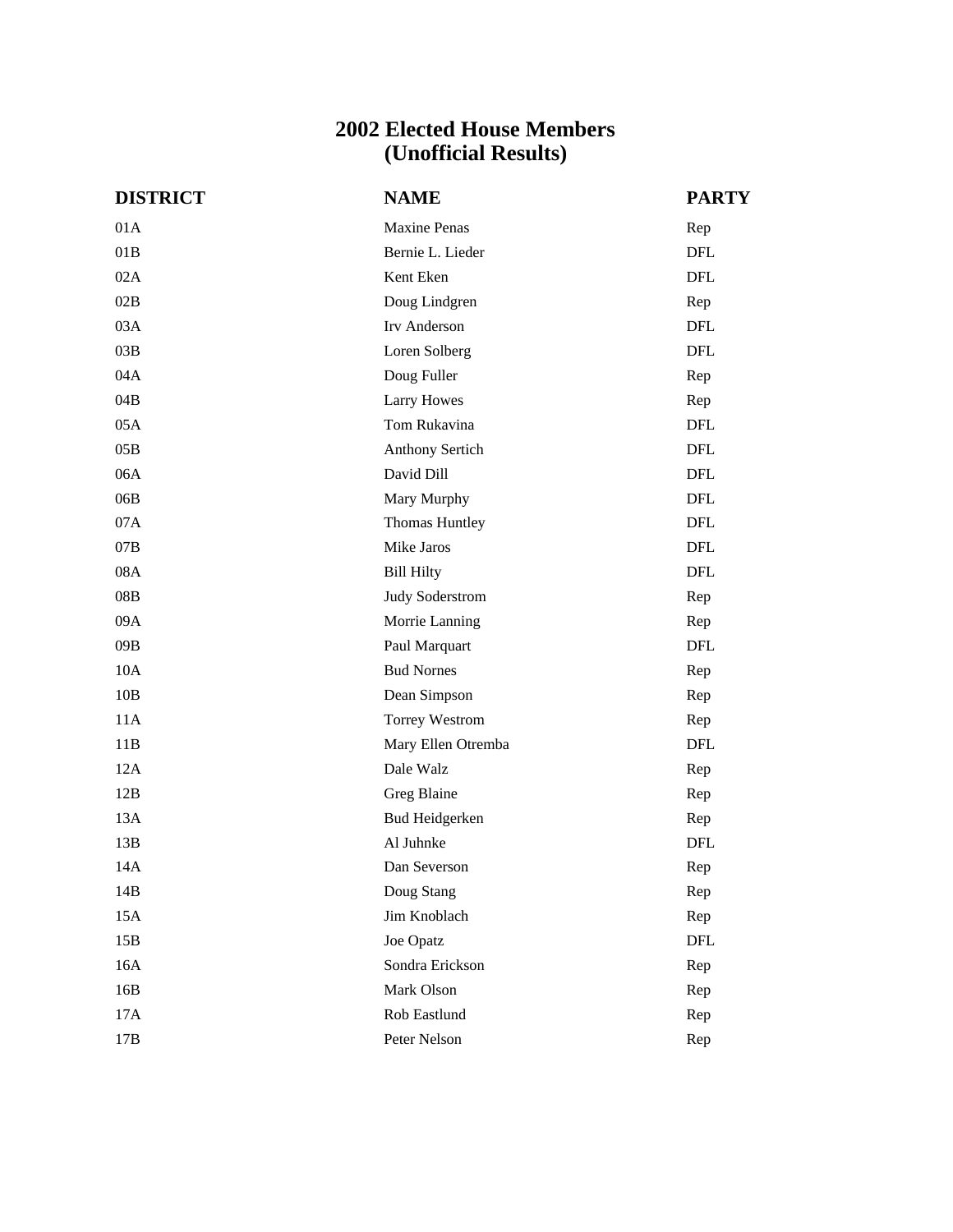# 2002 Elected House Members
# (Unofficial Results)

| DISTRICT | NAME | PARTY |
|---|---|---|
| 01A | Maxine Penas | Rep |
| 01B | Bernie L. Lieder | DFL |
| 02A | Kent Eken | DFL |
| 02B | Doug Lindgren | Rep |
| 03A | Irv Anderson | DFL |
| 03B | Loren Solberg | DFL |
| 04A | Doug Fuller | Rep |
| 04B | Larry Howes | Rep |
| 05A | Tom Rukavina | DFL |
| 05B | Anthony Sertich | DFL |
| 06A | David Dill | DFL |
| 06B | Mary Murphy | DFL |
| 07A | Thomas Huntley | DFL |
| 07B | Mike Jaros | DFL |
| 08A | Bill Hilty | DFL |
| 08B | Judy Soderstrom | Rep |
| 09A | Morrie Lanning | Rep |
| 09B | Paul Marquart | DFL |
| 10A | Bud Nornes | Rep |
| 10B | Dean Simpson | Rep |
| 11A | Torrey Westrom | Rep |
| 11B | Mary Ellen Otremba | DFL |
| 12A | Dale Walz | Rep |
| 12B | Greg Blaine | Rep |
| 13A | Bud Heidgerken | Rep |
| 13B | Al Juhnke | DFL |
| 14A | Dan Severson | Rep |
| 14B | Doug Stang | Rep |
| 15A | Jim Knoblach | Rep |
| 15B | Joe Opatz | DFL |
| 16A | Sondra Erickson | Rep |
| 16B | Mark Olson | Rep |
| 17A | Rob Eastlund | Rep |
| 17B | Peter Nelson | Rep |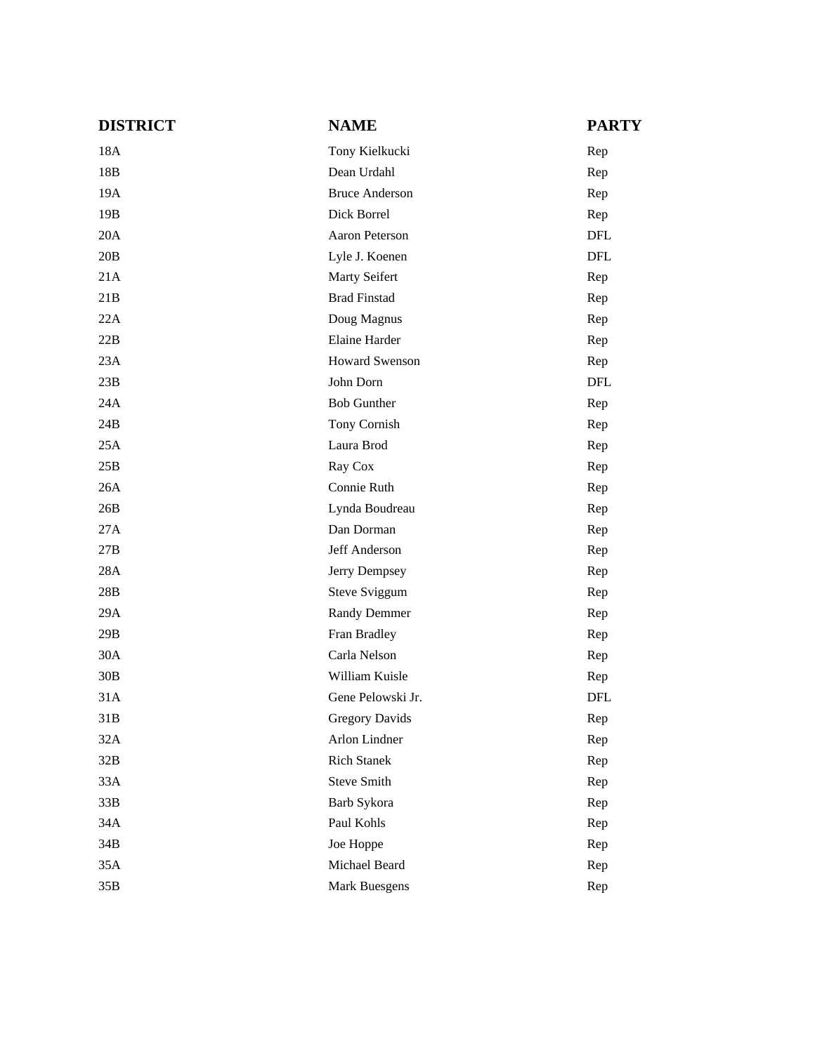| DISTRICT | NAME | PARTY |
|---|---|---|
| 18A | Tony Kielkucki | Rep |
| 18B | Dean Urdahl | Rep |
| 19A | Bruce Anderson | Rep |
| 19B | Dick Borrel | Rep |
| 20A | Aaron Peterson | DFL |
| 20B | Lyle J. Koenen | DFL |
| 21A | Marty Seifert | Rep |
| 21B | Brad Finstad | Rep |
| 22A | Doug Magnus | Rep |
| 22B | Elaine Harder | Rep |
| 23A | Howard Swenson | Rep |
| 23B | John Dorn | DFL |
| 24A | Bob Gunther | Rep |
| 24B | Tony Cornish | Rep |
| 25A | Laura Brod | Rep |
| 25B | Ray Cox | Rep |
| 26A | Connie Ruth | Rep |
| 26B | Lynda Boudreau | Rep |
| 27A | Dan Dorman | Rep |
| 27B | Jeff Anderson | Rep |
| 28A | Jerry Dempsey | Rep |
| 28B | Steve Sviggum | Rep |
| 29A | Randy Demmer | Rep |
| 29B | Fran Bradley | Rep |
| 30A | Carla Nelson | Rep |
| 30B | William Kuisle | Rep |
| 31A | Gene Pelowski Jr. | DFL |
| 31B | Gregory Davids | Rep |
| 32A | Arlon Lindner | Rep |
| 32B | Rich Stanek | Rep |
| 33A | Steve Smith | Rep |
| 33B | Barb Sykora | Rep |
| 34A | Paul Kohls | Rep |
| 34B | Joe Hoppe | Rep |
| 35A | Michael Beard | Rep |
| 35B | Mark Buesgens | Rep |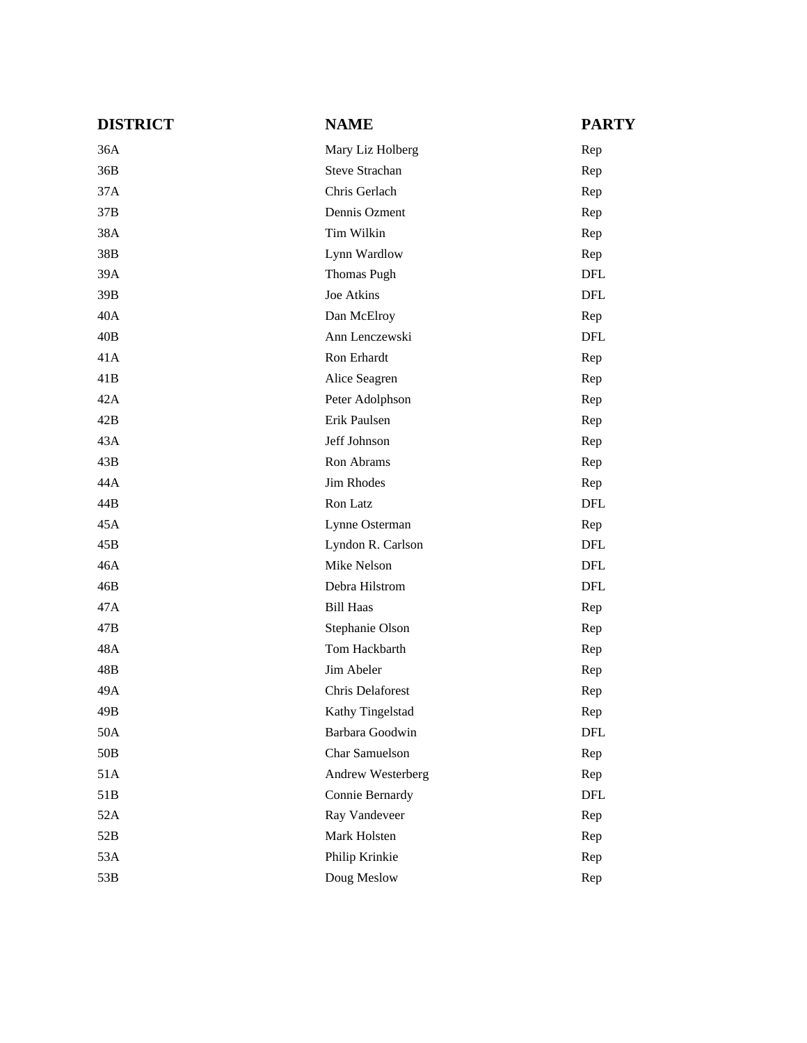| DISTRICT | NAME | PARTY |
|---|---|---|
| 36A | Mary Liz Holberg | Rep |
| 36B | Steve Strachan | Rep |
| 37A | Chris Gerlach | Rep |
| 37B | Dennis Ozment | Rep |
| 38A | Tim Wilkin | Rep |
| 38B | Lynn Wardlow | Rep |
| 39A | Thomas Pugh | DFL |
| 39B | Joe Atkins | DFL |
| 40A | Dan McElroy | Rep |
| 40B | Ann Lenczewski | DFL |
| 41A | Ron Erhardt | Rep |
| 41B | Alice Seagren | Rep |
| 42A | Peter Adolphson | Rep |
| 42B | Erik Paulsen | Rep |
| 43A | Jeff Johnson | Rep |
| 43B | Ron Abrams | Rep |
| 44A | Jim Rhodes | Rep |
| 44B | Ron Latz | DFL |
| 45A | Lynne Osterman | Rep |
| 45B | Lyndon R. Carlson | DFL |
| 46A | Mike Nelson | DFL |
| 46B | Debra Hilstrom | DFL |
| 47A | Bill Haas | Rep |
| 47B | Stephanie Olson | Rep |
| 48A | Tom Hackbarth | Rep |
| 48B | Jim Abeler | Rep |
| 49A | Chris Delaforest | Rep |
| 49B | Kathy Tingelstad | Rep |
| 50A | Barbara Goodwin | DFL |
| 50B | Char Samuelson | Rep |
| 51A | Andrew Westerberg | Rep |
| 51B | Connie Bernardy | DFL |
| 52A | Ray Vandeveer | Rep |
| 52B | Mark Holsten | Rep |
| 53A | Philip Krinkie | Rep |
| 53B | Doug Meslow | Rep |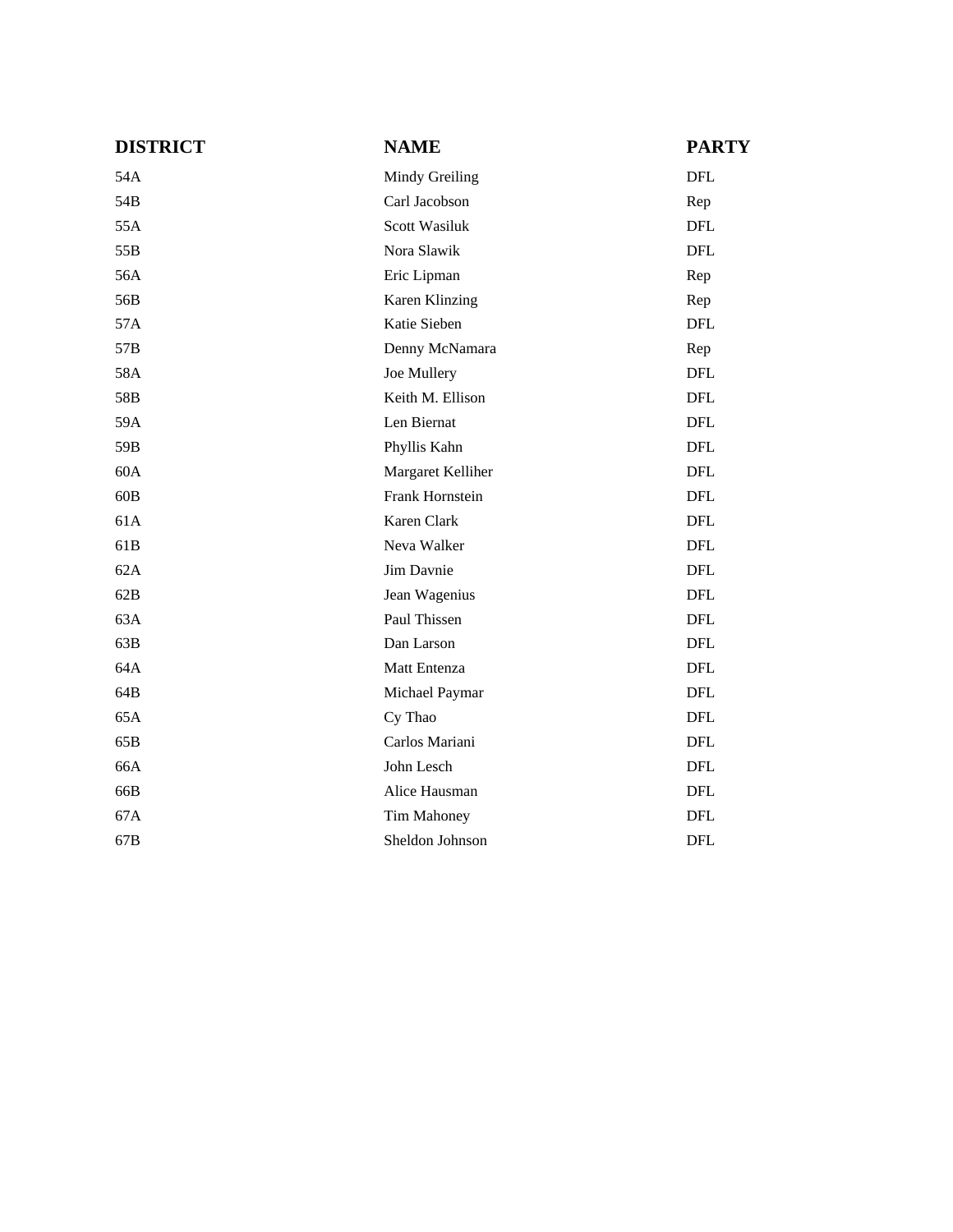| DISTRICT | NAME | PARTY |
|---|---|---|
| 54A | Mindy Greiling | DFL |
| 54B | Carl Jacobson | Rep |
| 55A | Scott Wasiluk | DFL |
| 55B | Nora Slawik | DFL |
| 56A | Eric Lipman | Rep |
| 56B | Karen Klinzing | Rep |
| 57A | Katie Sieben | DFL |
| 57B | Denny McNamara | Rep |
| 58A | Joe Mullery | DFL |
| 58B | Keith M. Ellison | DFL |
| 59A | Len Biernat | DFL |
| 59B | Phyllis Kahn | DFL |
| 60A | Margaret Kelliher | DFL |
| 60B | Frank Hornstein | DFL |
| 61A | Karen Clark | DFL |
| 61B | Neva Walker | DFL |
| 62A | Jim Davnie | DFL |
| 62B | Jean Wagenius | DFL |
| 63A | Paul Thissen | DFL |
| 63B | Dan Larson | DFL |
| 64A | Matt Entenza | DFL |
| 64B | Michael Paymar | DFL |
| 65A | Cy Thao | DFL |
| 65B | Carlos Mariani | DFL |
| 66A | John Lesch | DFL |
| 66B | Alice Hausman | DFL |
| 67A | Tim Mahoney | DFL |
| 67B | Sheldon Johnson | DFL |